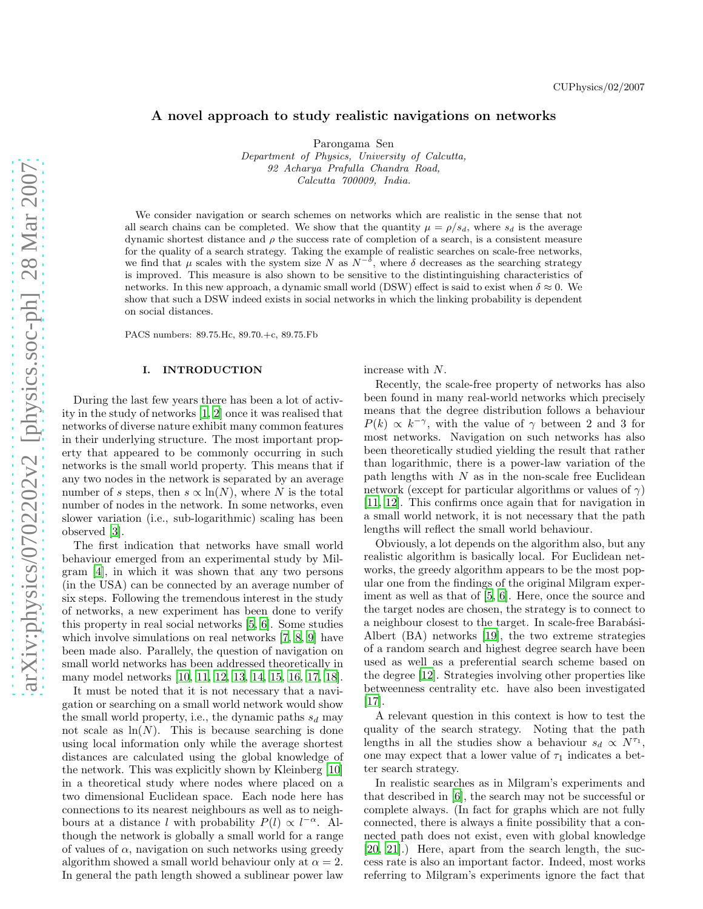CUPhysics/02/2007

# A novel approach to study realistic navigations on networks

Parongama Sen

*Department of Physics, University of Calcutta, 92 Acharya Prafulla Chandra Road, Calcutta 700009, India.*

We consider navigation or search schemes on networks which are realistic in the sense that not all search chains can be completed. We show that the quantity $\mu = \rho/s_d$, where $s_d$ is the average dynamic shortest distance and $\rho$ the success rate of completion of a search, is a consistent measure for the quality of a search strategy. Taking the example of realistic searches on scale-free networks, we find that $\mu$ scales with the system size $N$ as $N^{-\delta}$, where $\delta$ decreases as the searching strategy is improved. This measure is also shown to be sensitive to the distintinguishing characteristics of networks. In this new approach, a dynamic small world (DSW) effect is said to exist when $\delta \approx 0$. We show that such a DSW indeed exists in social networks in which the linking probability is dependent on social distances.

PACS numbers: 89.75.Hc, 89.70.+c, 89.75.Fb

## I. INTRODUCTION

During the last few years there has been a lot of activity in the study of networks [1, 2] once it was realised that networks of diverse nature exhibit many common features in their underlying structure. The most important property that appeared to be commonly occurring in such networks is the small world property. This means that if any two nodes in the network is separated by an average number of $s$ steps, then $s \propto \ln(N)$, where $N$ is the total number of nodes in the network. In some networks, even slower variation (i.e., sub-logarithmic) scaling has been observed [3].

The first indication that networks have small world behaviour emerged from an experimental study by Milgram [4], in which it was shown that any two persons (in the USA) can be connected by an average number of six steps. Following the tremendous interest in the study of networks, a new experiment has been done to verify this property in real social networks [5, 6]. Some studies which involve simulations on real networks [7, 8, 9] have been made also. Parallely, the question of navigation on small world networks has been addressed theoretically in many model networks [10, 11, 12, 13, 14, 15, 16, 17, 18].

It must be noted that it is not necessary that a navigation or searching on a small world network would show the small world property, i.e., the dynamic paths $s_d$ may not scale as $\ln(N)$. This is because searching is done using local information only while the average shortest distances are calculated using the global knowledge of the network. This was explicitly shown by Kleinberg [10] in a theoretical study where nodes where placed on a two dimensional Euclidean space. Each node here has connections to its nearest neighbours as well as to neighbours at a distance $l$ with probability $P(l) \propto l^{-\alpha}$. Although the network is globally a small world for a range of values of $\alpha$, navigation on such networks using greedy algorithm showed a small world behaviour only at $\alpha = 2$. In general the path length showed a sublinear power law increase with $N$.

Recently, the scale-free property of networks has also been found in many real-world networks which precisely means that the degree distribution follows a behaviour $P(k) \propto k^{-\gamma}$, with the value of $\gamma$ between 2 and 3 for most networks. Navigation on such networks has also been theoretically studied yielding the result that rather than logarithmic, there is a power-law variation of the path lengths with $N$ as in the non-scale free Euclidean network (except for particular algorithms or values of $\gamma$) [11, 12]. This confirms once again that for navigation in a small world network, it is not necessary that the path lengths will reflect the small world behaviour.

Obviously, a lot depends on the algorithm also, but any realistic algorithm is basically local. For Euclidean networks, the greedy algorithm appears to be the most popular one from the findings of the original Milgram experiment as well as that of [5, 6]. Here, once the source and the target nodes are chosen, the strategy is to connect to a neighbour closest to the target. In scale-free Barabási-Albert (BA) networks [19], the two extreme strategies of a random search and highest degree search have been used as well as a preferential search scheme based on the degree [12]. Strategies involving other properties like betweenness centrality etc. have also been investigated [17].

A relevant question in this context is how to test the quality of the search strategy. Noting that the path lengths in all the studies show a behaviour $s_d \propto N^{\tau_1}$, one may expect that a lower value of $\tau_1$ indicates a better search strategy.

In realistic searches as in Milgram's experiments and that described in [6], the search may not be successful or complete always. (In fact for graphs which are not fully connected, there is always a finite possibility that a connected path does not exist, even with global knowledge [20, 21].) Here, apart from the search length, the success rate is also an important factor. Indeed, most works referring to Milgram's experiments ignore the fact that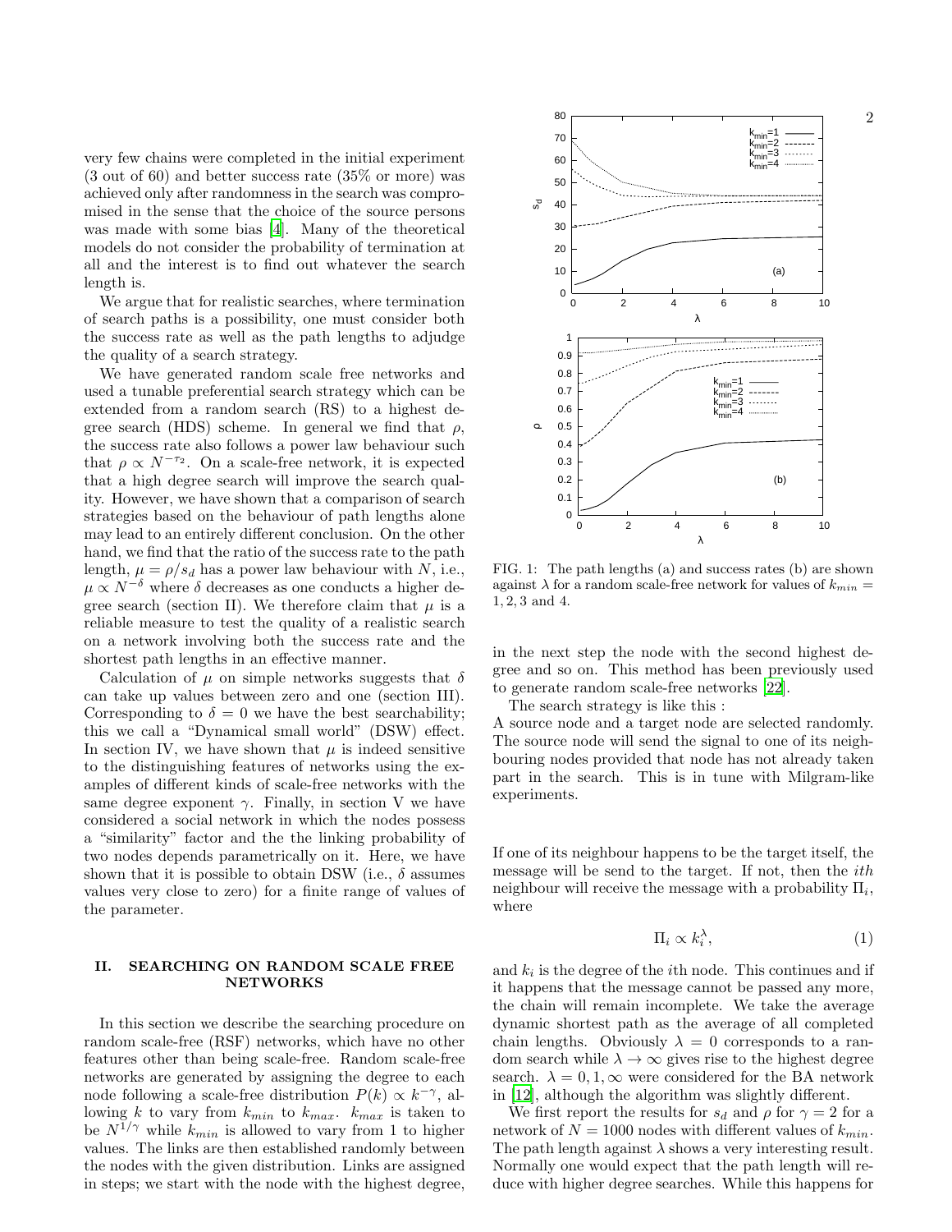very few chains were completed in the initial experiment (3 out of 60) and better success rate (35% or more) was achieved only after randomness in the search was compromised in the sense that the choice of the source persons was made with some bias [4]. Many of the theoretical models do not consider the probability of termination at all and the interest is to find out whatever the search length is.

We argue that for realistic searches, where termination of search paths is a possibility, one must consider both the success rate as well as the path lengths to adjudge the quality of a search strategy.

We have generated random scale free networks and used a tunable preferential search strategy which can be extended from a random search (RS) to a highest degree search (HDS) scheme. In general we find that $\rho$, the success rate also follows a power law behaviour such that $\rho \propto N^{-\tau_2}$. On a scale-free network, it is expected that a high degree search will improve the search quality. However, we have shown that a comparison of search strategies based on the behaviour of path lengths alone may lead to an entirely different conclusion. On the other hand, we find that the ratio of the success rate to the path length, $\mu = \rho/s_d$ has a power law behaviour with $N$, i.e., $\mu \propto N^{-\delta}$ where $\delta$ decreases as one conducts a higher degree search (section II). We therefore claim that $\mu$ is a reliable measure to test the quality of a realistic search on a network involving both the success rate and the shortest path lengths in an effective manner.

Calculation of $\mu$ on simple networks suggests that $\delta$ can take up values between zero and one (section III). Corresponding to $\delta = 0$ we have the best searchability; this we call a "Dynamical small world" (DSW) effect. In section IV, we have shown that $\mu$ is indeed sensitive to the distinguishing features of networks using the examples of different kinds of scale-free networks with the same degree exponent $\gamma$. Finally, in section V we have considered a social network in which the nodes possess a "similarity" factor and the the linking probability of two nodes depends parametrically on it. Here, we have shown that it is possible to obtain DSW (i.e., $\delta$ assumes values very close to zero) for a finite range of values of the parameter.

## II. SEARCHING ON RANDOM SCALE FREE NETWORKS

In this section we describe the searching procedure on random scale-free (RSF) networks, which have no other features other than being scale-free. Random scale-free networks are generated by assigning the degree to each node following a scale-free distribution $P(k) \propto k^{-\gamma}$, allowing $k$ to vary from $k_{min}$ to $k_{max}$. $k_{max}$ is taken to be $N^{1/\gamma}$ while $k_{min}$ is allowed to vary from 1 to higher values. The links are then established randomly between the nodes with the given distribution. Links are assigned in steps; we start with the node with the highest degree, in the next step the node with the second highest degree and so on. This method has been previously used to generate random scale-free networks [22].

FIG. 1: The path lengths (a) and success rates (b) are shown against $\lambda$ for a random scale-free network for values of $k_{min} = 1, 2, 3$ and 4.

The search strategy is like this :
A source node and a target node are selected randomly. The source node will send the signal to one of its neighbouring nodes provided that node has not already taken part in the search. This is in tune with Milgram-like experiments.

If one of its neighbour happens to be the target itself, the message will be send to the target. If not, then the $ith$ neighbour will receive the message with a probability $\Pi_i$, where

$$\Pi_i \propto k_i^{\lambda}, \tag{1}$$

and $k_i$ is the degree of the $i$th node. This continues and if it happens that the message cannot be passed any more, the chain will remain incomplete. We take the average dynamic shortest path as the average of all completed chain lengths. Obviously $\lambda = 0$ corresponds to a random search while $\lambda \to \infty$ gives rise to the highest degree search. $\lambda = 0, 1, \infty$ were considered for the BA network in [12], although the algorithm was slightly different.

We first report the results for $s_d$ and $\rho$ for $\gamma = 2$ for a network of $N = 1000$ nodes with different values of $k_{min}$. The path length against $\lambda$ shows a very interesting result. Normally one would expect that the path length will reduce with higher degree searches. While this happens for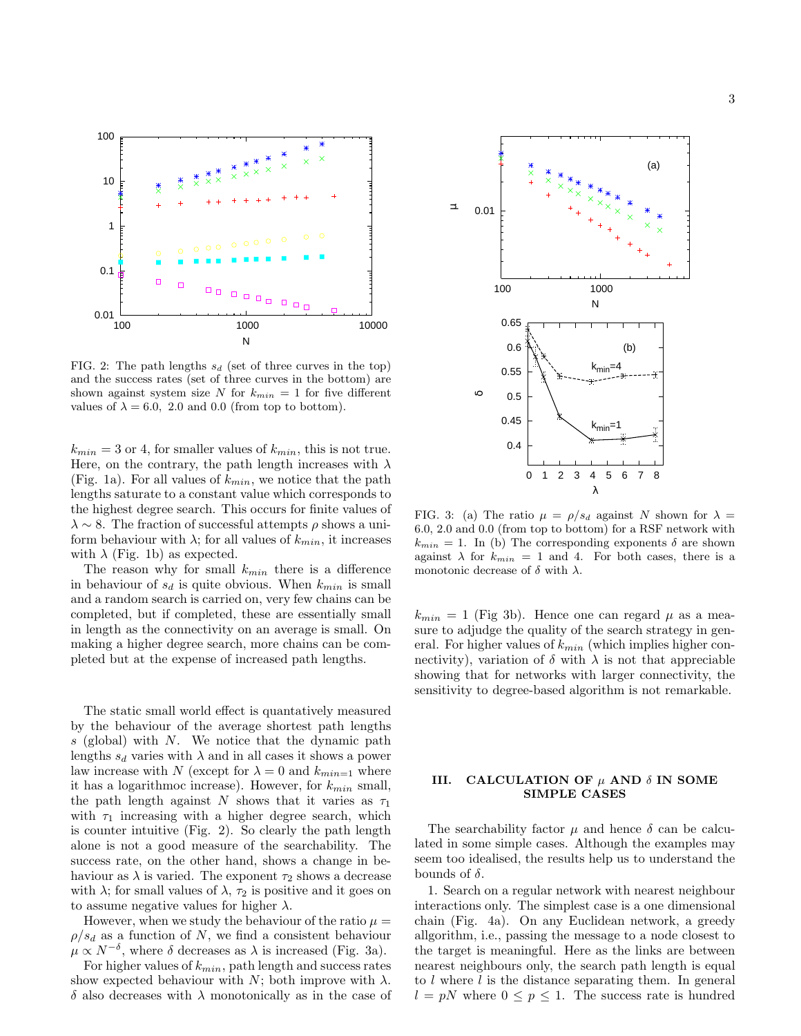FIG. 2: The path lengths $s_d$ (set of three curves in the top) and the success rates (set of three curves in the bottom) are shown against system size $N$ for $k_{min} = 1$ for five different values of $\lambda = 6.0,\ 2.0$ and 0.0 (from top to bottom).

$k_{min} = 3$ or 4, for smaller values of $k_{min}$, this is not true. Here, on the contrary, the path length increases with $\lambda$ (Fig. 1a). For all values of $k_{min}$, we notice that the path lengths saturate to a constant value which corresponds to the highest degree search. This occurs for finite values of $\lambda \sim 8$. The fraction of successful attempts $\rho$ shows a uniform behaviour with $\lambda$; for all values of $k_{min}$, it increases with $\lambda$ (Fig. 1b) as expected.

The reason why for small $k_{min}$ there is a difference in behaviour of $s_d$ is quite obvious. When $k_{min}$ is small and a random search is carried on, very few chains can be completed, but if completed, these are essentially small in length as the connectivity on an average is small. On making a higher degree search, more chains can be completed but at the expense of increased path lengths.

The static small world effect is quantatively measured by the behaviour of the average shortest path lengths $s$ (global) with $N$. We notice that the dynamic path lengths $s_d$ varies with $\lambda$ and in all cases it shows a power law increase with $N$ (except for $\lambda = 0$ and $k_{min=1}$ where it has a logarithmoc increase). However, for $k_{min}$ small, the path length against $N$ shows that it varies as $\tau_1$ with $\tau_1$ increasing with a higher degree search, which is counter intuitive (Fig. 2). So clearly the path length alone is not a good measure of the searchability. The success rate, on the other hand, shows a change in behaviour as $\lambda$ is varied. The exponent $\tau_2$ shows a decrease with $\lambda$; for small values of $\lambda$, $\tau_2$ is positive and it goes on to assume negative values for higher $\lambda$.

However, when we study the behaviour of the ratio $\mu = \rho/s_d$ as a function of $N$, we find a consistent behaviour $\mu \propto N^{-\delta}$, where $\delta$ decreases as $\lambda$ is increased (Fig. 3a).

For higher values of $k_{min}$, path length and success rates show expected behaviour with $N$; both improve with $\lambda$. $\delta$ also decreases with $\lambda$ monotonically as in the case of $k_{min} = 1$ (Fig 3b). Hence one can regard $\mu$ as a measure to adjudge the quality of the search strategy in general. For higher values of $k_{min}$ (which implies higher connectivity), variation of $\delta$ with $\lambda$ is not that appreciable showing that for networks with larger connectivity, the sensitivity to degree-based algorithm is not remarkable.

FIG. 3: (a) The ratio $\mu = \rho/s_d$ against $N$ shown for $\lambda = 6.0,\ 2.0$ and 0.0 (from top to bottom) for a RSF network with $k_{min} = 1$. In (b) The corresponding exponents $\delta$ are shown against $\lambda$ for $k_{min} = 1$ and 4. For both cases, there is a monotonic decrease of $\delta$ with $\lambda$.

## III. CALCULATION OF $\mu$ AND $\delta$ IN SOME SIMPLE CASES

The searchability factor $\mu$ and hence $\delta$ can be calculated in some simple cases. Although the examples may seem too idealised, the results help us to understand the bounds of $\delta$.

1. Search on a regular network with nearest neighbour interactions only. The simplest case is a one dimensional chain (Fig. 4a). On any Euclidean network, a greedy allgorithm, i.e., passing the message to a node closest to the target is meaningful. Here as the links are between nearest neighbours only, the search path length is equal to $l$ where $l$ is the distance separating them. In general $l = pN$ where $0 \leq p \leq 1$. The success rate is hundred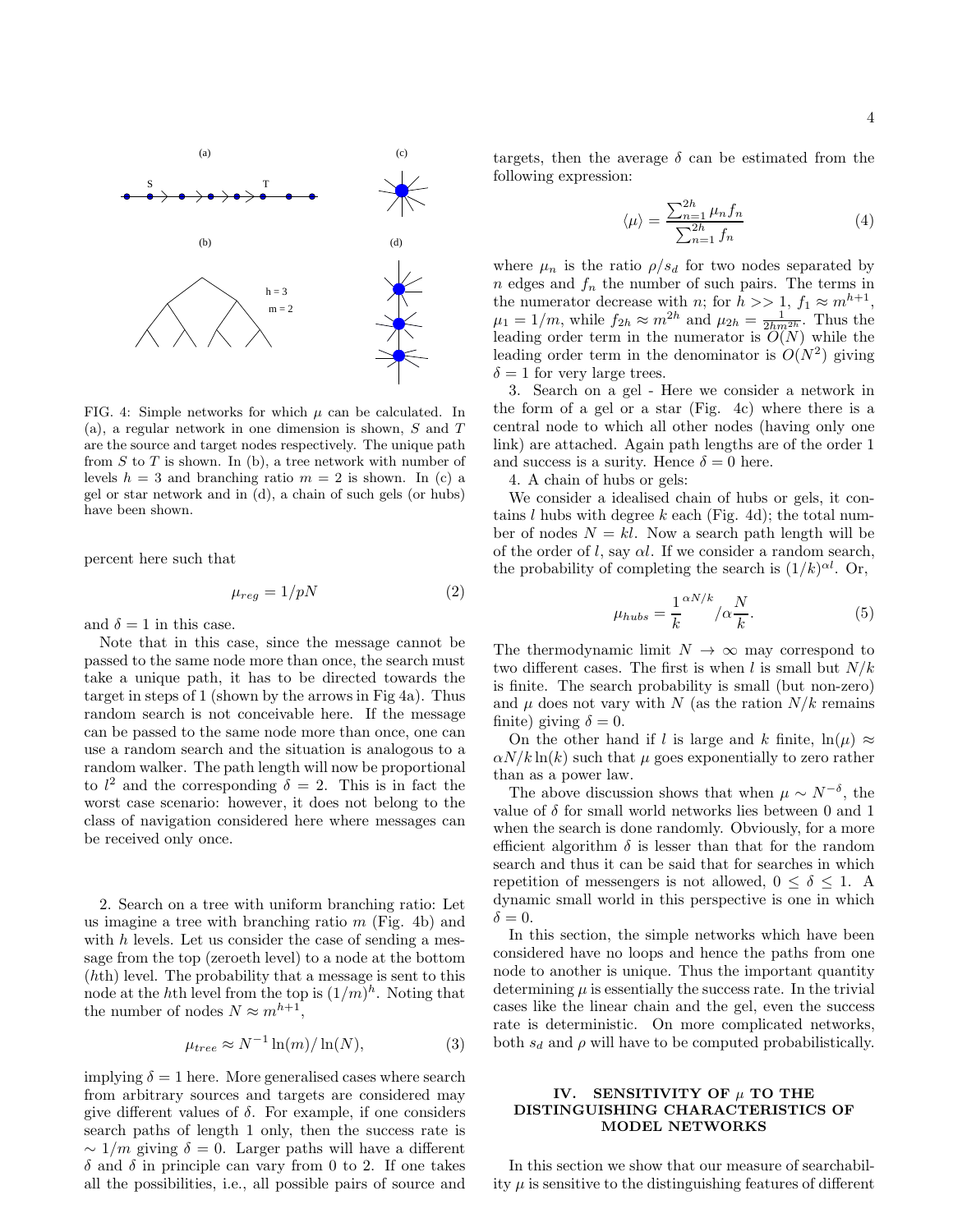FIG. 4: Simple networks for which $\mu$ can be calculated. In (a), a regular network in one dimension is shown, $S$ and $T$ are the source and target nodes respectively. The unique path from $S$ to $T$ is shown. In (b), a tree network with number of levels $h = 3$ and branching ratio $m = 2$ is shown. In (c) a gel or star network and in (d), a chain of such gels (or hubs) have been shown.

percent here such that

$$\mu_{reg} = 1/pN \tag{2}$$

and $\delta = 1$ in this case.

Note that in this case, since the message cannot be passed to the same node more than once, the search must take a unique path, it has to be directed towards the target in steps of 1 (shown by the arrows in Fig 4a). Thus random search is not conceivable here. If the message can be passed to the same node more than once, one can use a random search and the situation is analogous to a random walker. The path length will now be proportional to $l^2$ and the corresponding $\delta = 2$. This is in fact the worst case scenario: however, it does not belong to the class of navigation considered here where messages can be received only once.

2. Search on a tree with uniform branching ratio: Let us imagine a tree with branching ratio $m$ (Fig. 4b) and with $h$ levels. Let us consider the case of sending a message from the top (zeroeth level) to a node at the bottom ($h$th) level. The probability that a message is sent to this node at the $h$th level from the top is $(1/m)^h$. Noting that the number of nodes $N \approx m^{h+1}$,

$$\mu_{tree} \approx N^{-1} \ln(m)/\ln(N), \tag{3}$$

implying $\delta = 1$ here. More generalised cases where search from arbitrary sources and targets are considered may give different values of $\delta$. For example, if one considers search paths of length 1 only, then the success rate is $\sim 1/m$ giving $\delta = 0$. Larger paths will have a different $\delta$ and $\delta$ in principle can vary from 0 to 2. If one takes all the possibilities, i.e., all possible pairs of source and targets, then the average $\delta$ can be estimated from the following expression:

$$\langle \mu \rangle = \frac{\sum_{n=1}^{2h} \mu_n f_n}{\sum_{n=1}^{2h} f_n} \tag{4}$$

where $\mu_n$ is the ratio $\rho/s_d$ for two nodes separated by $n$ edges and $f_n$ the number of such pairs. The terms in the numerator decrease with $n$; for $h >> 1$, $f_1 \approx m^{h+1}$, $\mu_1 = 1/m$, while $f_{2h} \approx m^{2h}$ and $\mu_{2h} = \frac{1}{2hm^{2h}}$. Thus the leading order term in the numerator is $O(N)$ while the leading order term in the denominator is $O(N^2)$ giving $\delta = 1$ for very large trees.

3. Search on a gel - Here we consider a network in the form of a gel or a star (Fig. 4c) where there is a central node to which all other nodes (having only one link) are attached. Again path lengths are of the order 1 and success is a surity. Hence $\delta = 0$ here.

4. A chain of hubs or gels:

We consider a idealised chain of hubs or gels, it contains $l$ hubs with degree $k$ each (Fig. 4d); the total number of nodes $N = kl$. Now a search path length will be of the order of $l$, say $\alpha l$. If we consider a random search, the probability of completing the search is $(1/k)^{\alpha l}$. Or,

$$\mu_{hubs} = \frac{1}{k}^{\alpha N/k} / \alpha \frac{N}{k}. \tag{5}$$

The thermodynamic limit $N \to \infty$ may correspond to two different cases. The first is when $l$ is small but $N/k$ is finite. The search probability is small (but non-zero) and $\mu$ does not vary with $N$ (as the ration $N/k$ remains finite) giving $\delta = 0$.

On the other hand if $l$ is large and $k$ finite, $\ln(\mu) \approx \alpha N/k \ln(k)$ such that $\mu$ goes exponentially to zero rather than as a power law.

The above discussion shows that when $\mu \sim N^{-\delta}$, the value of $\delta$ for small world networks lies between 0 and 1 when the search is done randomly. Obviously, for a more efficient algorithm $\delta$ is lesser than that for the random search and thus it can be said that for searches in which repetition of messengers is not allowed, $0 \leq \delta \leq 1$. A dynamic small world in this perspective is one in which $\delta = 0$.

In this section, the simple networks which have been considered have no loops and hence the paths from one node to another is unique. Thus the important quantity determining $\mu$ is essentially the success rate. In the trivial cases like the linear chain and the gel, even the success rate is deterministic. On more complicated networks, both $s_d$ and $\rho$ will have to be computed probabilistically.

## IV. SENSITIVITY OF $\mu$ TO THE DISTINGUISHING CHARACTERISTICS OF MODEL NETWORKS

In this section we show that our measure of searchability $\mu$ is sensitive to the distinguishing features of different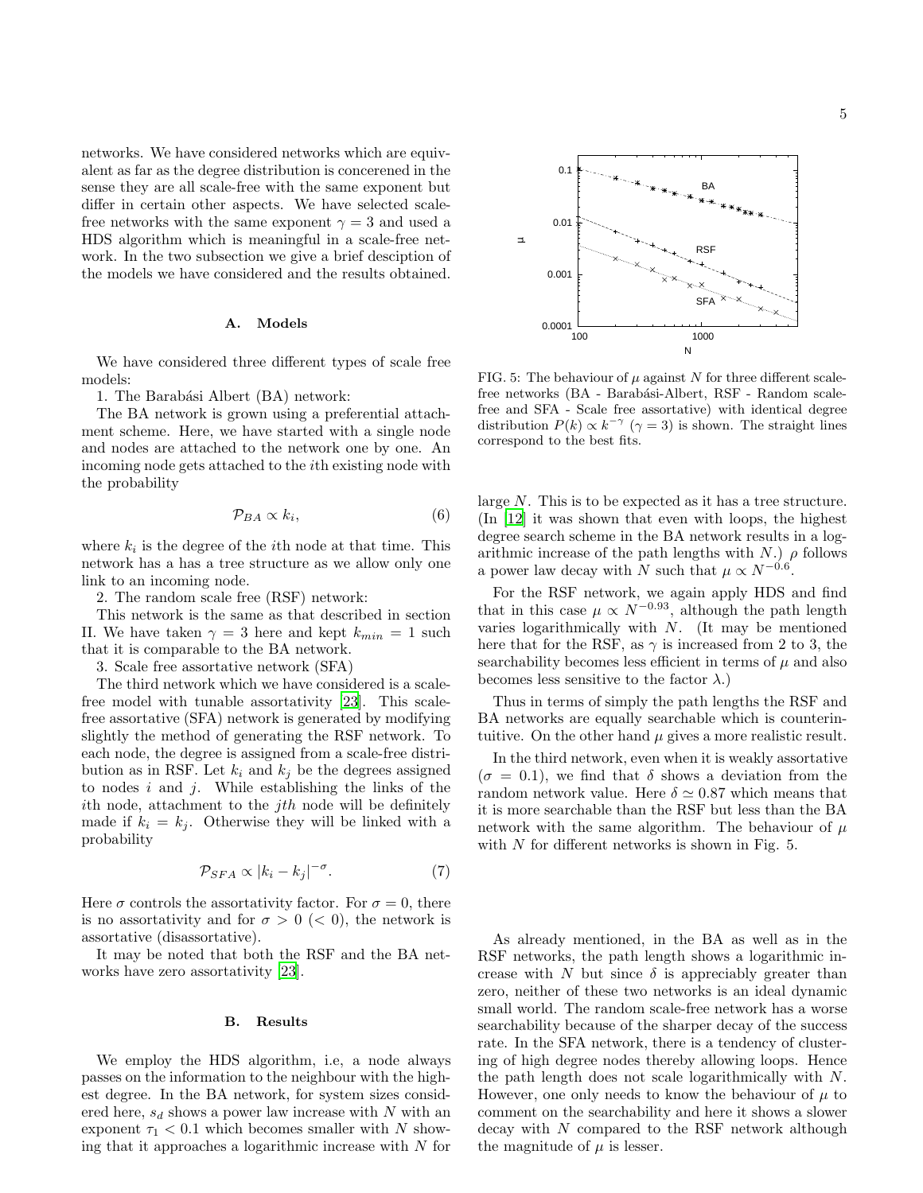networks. We have considered networks which are equivalent as far as the degree distribution is concerened in the sense they are all scale-free with the same exponent but differ in certain other aspects. We have selected scale-free networks with the same exponent $\gamma = 3$ and used a HDS algorithm which is meaningful in a scale-free network. In the two subsection we give a brief desciption of the models we have considered and the results obtained.

### A. Models

We have considered three different types of scale free models:

1. The Barabási Albert (BA) network:

The BA network is grown using a preferential attachment scheme. Here, we have started with a single node and nodes are attached to the network one by one. An incoming node gets attached to the $i$th existing node with the probability

$$\mathcal{P}_{BA} \propto k_i, \tag{6}$$

where $k_i$ is the degree of the $i$th node at that time. This network has a has a tree structure as we allow only one link to an incoming node.

2. The random scale free (RSF) network:

This network is the same as that described in section II. We have taken $\gamma = 3$ here and kept $k_{min} = 1$ such that it is comparable to the BA network.

3. Scale free assortative network (SFA)

The third network which we have considered is a scale-free model with tunable assortativity [23]. This scale-free assortative (SFA) network is generated by modifying slightly the method of generating the RSF network. To each node, the degree is assigned from a scale-free distribution as in RSF. Let $k_i$ and $k_j$ be the degrees assigned to nodes $i$ and $j$. While establishing the links of the $i$th node, attachment to the $jth$ node will be definitely made if $k_i = k_j$. Otherwise they will be linked with a probability

$$\mathcal{P}_{SFA} \propto |k_i - k_j|^{-\sigma}. \tag{7}$$

Here $\sigma$ controls the assortativity factor. For $\sigma = 0$, there is no assortativity and for $\sigma > 0$ ($< 0$), the network is assortative (disassortative).

It may be noted that both the RSF and the BA networks have zero assortativity [23].

### B. Results

We employ the HDS algorithm, i.e, a node always passes on the information to the neighbour with the highest degree. In the BA network, for system sizes considered here, $s_d$ shows a power law increase with $N$ with an exponent $\tau_1 < 0.1$ which becomes smaller with $N$ showing that it approaches a logarithmic increase with $N$ for large $N$. This is to be expected as it has a tree structure. (In [12] it was shown that even with loops, the highest degree search scheme in the BA network results in a logarithmic increase of the path lengths with $N$.) $\rho$ follows a power law decay with $N$ such that $\mu \propto N^{-0.6}$.

FIG. 5: The behaviour of $\mu$ against $N$ for three different scale-free networks (BA - Barabási-Albert, RSF - Random scale-free and SFA - Scale free assortative) with identical degree distribution $P(k) \propto k^{-\gamma}$ ($\gamma = 3$) is shown. The straight lines correspond to the best fits.

For the RSF network, we again apply HDS and find that in this case $\mu \propto N^{-0.93}$, although the path length varies logarithmically with $N$. (It may be mentioned here that for the RSF, as $\gamma$ is increased from 2 to 3, the searchability becomes less efficient in terms of $\mu$ and also becomes less sensitive to the factor $\lambda$.)

Thus in terms of simply the path lengths the RSF and BA networks are equally searchable which is counterintuitive. On the other hand $\mu$ gives a more realistic result.

In the third network, even when it is weakly assortative ($\sigma = 0.1$), we find that $\delta$ shows a deviation from the random network value. Here $\delta \simeq 0.87$ which means that it is more searchable than the RSF but less than the BA network with the same algorithm. The behaviour of $\mu$ with $N$ for different networks is shown in Fig. 5.

As already mentioned, in the BA as well as in the RSF networks, the path length shows a logarithmic increase with $N$ but since $\delta$ is appreciably greater than zero, neither of these two networks is an ideal dynamic small world. The random scale-free network has a worse searchability because of the sharper decay of the success rate. In the SFA network, there is a tendency of clustering of high degree nodes thereby allowing loops. Hence the path length does not scale logarithmically with $N$. However, one only needs to know the behaviour of $\mu$ to comment on the searchability and here it shows a slower decay with $N$ compared to the RSF network although the magnitude of $\mu$ is lesser.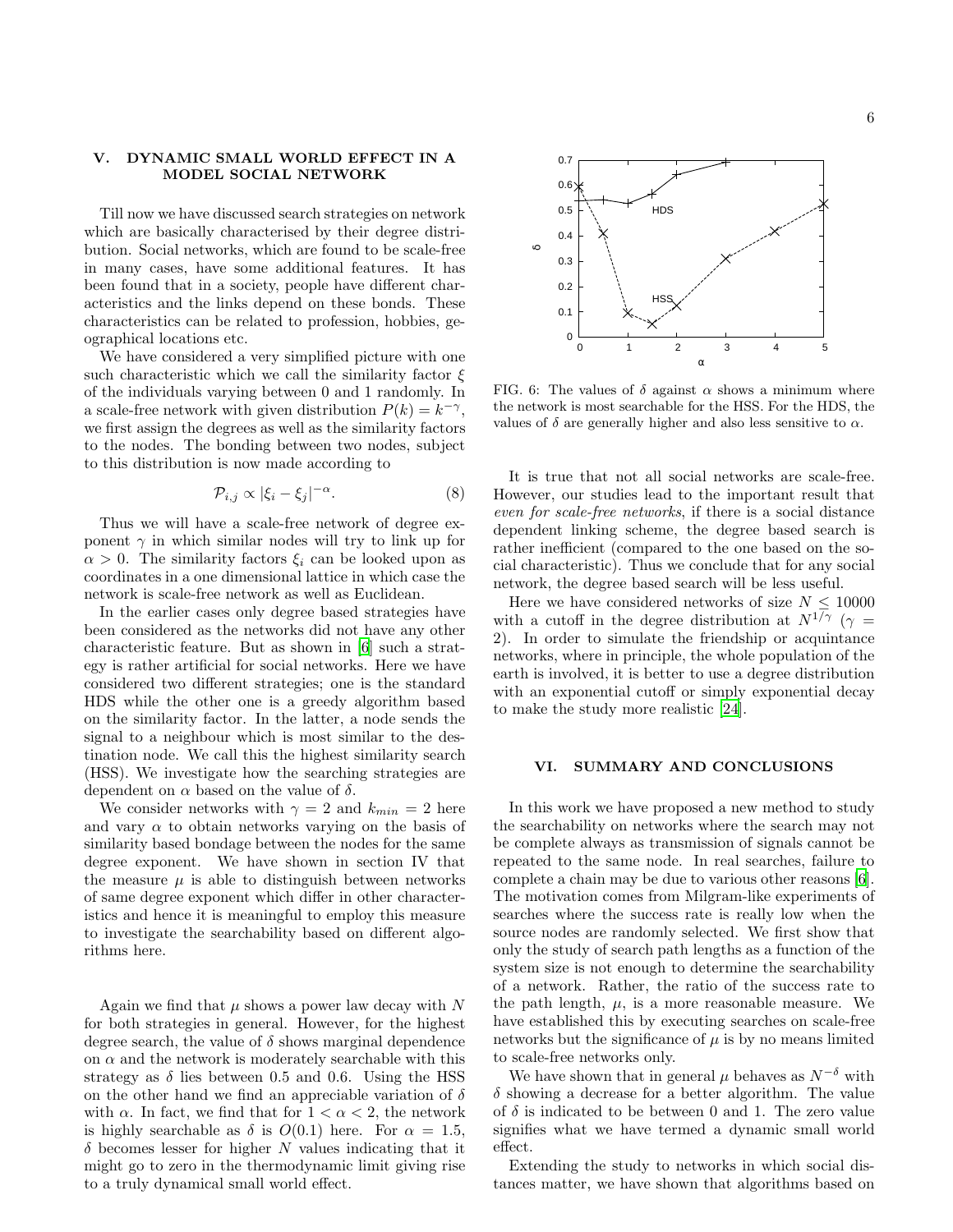## V. DYNAMIC SMALL WORLD EFFECT IN A MODEL SOCIAL NETWORK

Till now we have discussed search strategies on network which are basically characterised by their degree distribution. Social networks, which are found to be scale-free in many cases, have some additional features. It has been found that in a society, people have different characteristics and the links depend on these bonds. These characteristics can be related to profession, hobbies, geographical locations etc.

We have considered a very simplified picture with one such characteristic which we call the similarity factor $\xi$ of the individuals varying between 0 and 1 randomly. In a scale-free network with given distribution $P(k) = k^{-\gamma}$, we first assign the degrees as well as the similarity factors to the nodes. The bonding between two nodes, subject to this distribution is now made according to

$$\mathcal{P}_{i,j} \propto |\xi_i - \xi_j|^{-\alpha}. \tag{8}$$

Thus we will have a scale-free network of degree exponent $\gamma$ in which similar nodes will try to link up for $\alpha > 0$. The similarity factors $\xi_i$ can be looked upon as coordinates in a one dimensional lattice in which case the network is scale-free network as well as Euclidean.

In the earlier cases only degree based strategies have been considered as the networks did not have any other characteristic feature. But as shown in [6] such a strategy is rather artificial for social networks. Here we have considered two different strategies; one is the standard HDS while the other one is a greedy algorithm based on the similarity factor. In the latter, a node sends the signal to a neighbour which is most similar to the destination node. We call this the highest similarity search (HSS). We investigate how the searching strategies are dependent on $\alpha$ based on the value of $\delta$.

We consider networks with $\gamma = 2$ and $k_{min} = 2$ here and vary $\alpha$ to obtain networks varying on the basis of similarity based bondage between the nodes for the same degree exponent. We have shown in section IV that the measure $\mu$ is able to distinguish between networks of same degree exponent which differ in other characteristics and hence it is meaningful to employ this measure to investigate the searchability based on different algorithms here.

Again we find that $\mu$ shows a power law decay with $N$ for both strategies in general. However, for the highest degree search, the value of $\delta$ shows marginal dependence on $\alpha$ and the network is moderately searchable with this strategy as $\delta$ lies between 0.5 and 0.6. Using the HSS on the other hand we find an appreciable variation of $\delta$ with $\alpha$. In fact, we find that for $1 < \alpha < 2$, the network is highly searchable as $\delta$ is $O(0.1)$ here. For $\alpha = 1.5$, $\delta$ becomes lesser for higher $N$ values indicating that it might go to zero in the thermodynamic limit giving rise to a truly dynamical small world effect.

FIG. 6: The values of $\delta$ against $\alpha$ shows a minimum where the network is most searchable for the HSS. For the HDS, the values of $\delta$ are generally higher and also less sensitive to $\alpha$.

It is true that not all social networks are scale-free. However, our studies lead to the important result that *even for scale-free networks*, if there is a social distance dependent linking scheme, the degree based search is rather inefficient (compared to the one based on the social characteristic). Thus we conclude that for any social network, the degree based search will be less useful.

Here we have considered networks of size $N \leq 10000$ with a cutoff in the degree distribution at $N^{1/\gamma}$ ($\gamma = 2$). In order to simulate the friendship or acquintance networks, where in principle, the whole population of the earth is involved, it is better to use a degree distribution with an exponential cutoff or simply exponential decay to make the study more realistic [24].

## VI. SUMMARY AND CONCLUSIONS

In this work we have proposed a new method to study the searchability on networks where the search may not be complete always as transmission of signals cannot be repeated to the same node. In real searches, failure to complete a chain may be due to various other reasons [6]. The motivation comes from Milgram-like experiments of searches where the success rate is really low when the source nodes are randomly selected. We first show that only the study of search path lengths as a function of the system size is not enough to determine the searchability of a network. Rather, the ratio of the success rate to the path length, $\mu$, is a more reasonable measure. We have established this by executing searches on scale-free networks but the significance of $\mu$ is by no means limited to scale-free networks only.

We have shown that in general $\mu$ behaves as $N^{-\delta}$ with $\delta$ showing a decrease for a better algorithm. The value of $\delta$ is indicated to be between 0 and 1. The zero value signifies what we have termed a dynamic small world effect.

Extending the study to networks in which social distances matter, we have shown that algorithms based on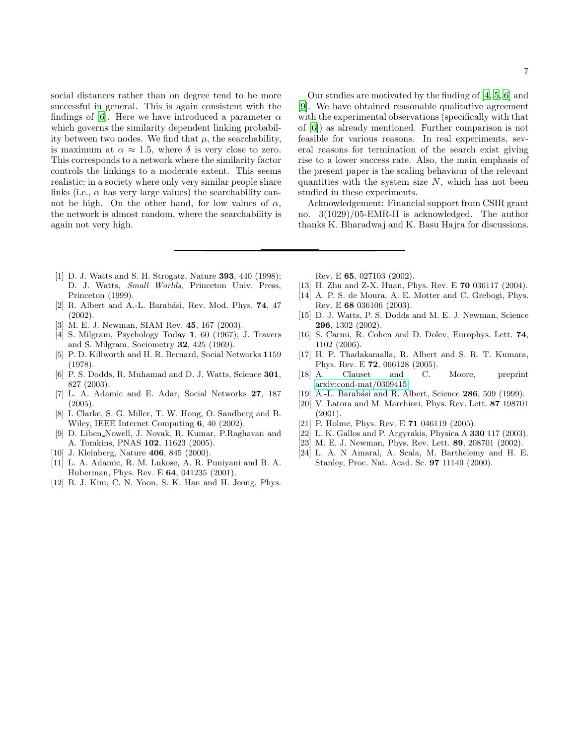social distances rather than on degree tend to be more successful in general. This is again consistent with the findings of [6]. Here we have introduced a parameter $\alpha$ which governs the similarity dependent linking probability between two nodes. We find that $\mu$, the searchability, is maximum at $\alpha \approx 1.5$, where $\delta$ is very close to zero. This corresponds to a network where the similarity factor controls the linkings to a moderate extent. This seems realistic; in a society where only very similar people share links (i.e., $\alpha$ has very large values) the searchability cannot be high. On the other hand, for low values of $\alpha$, the network is almost random, where the searchability is again not very high.

Our studies are motivated by the finding of [4, 5, 6] and [9]. We have obtained reasonable qualitative agreement with the experimental observations (specifically with that of [6]) as already mentioned. Further comparison is not feasible for various reasons. In real experiments, several reasons for termination of the search exist giving rise to a lower success rate. Also, the main emphasis of the present paper is the scaling behaviour of the relevant quantities with the system size $N$, which has not been studied in these experiments.

Acknowledgement: Financial support from CSIR grant no. 3(1029)/05-EMR-II is acknowledged. The author thanks K. Bharadwaj and K. Basu Hajra for discussions.

---

[1] D. J. Watts and S. H. Strogatz, Nature **393**, 440 (1998); D. J. Watts, *Small Worlds*, Princeton Univ. Press, Princeton (1999).

[2] R. Albert and A.-L. Barabási, Rev. Mod. Phys. **74**, 47 (2002).

[3] M. E. J. Newman, SIAM Rev. **45**, 167 (2003).

[4] S. Milgram, Psychology Today **1**, 60 (1967); J. Travers and S. Milgram, Sociometry **32**, 425 (1969).

[5] P. D. Killworth and H. R. Bernard, Social Networks **1**159 (1978).

[6] P. S. Dodds, R. Muhamad and D. J. Watts, Science **301**, 827 (2003).

[7] L. A. Adamic and E. Adar, Social Networks **27**, 187 (2005).

[8] I. Clarke, S. G. Miller, T. W. Hong, O. Sandberg and B. Wiley, IEEE Internet Computing **6**, 40 (2002).

[9] D. Liben_Nowell, J. Novak, R. Kumar, P.Raghavan and A. Tomkins, PNAS **102**, 11623 (2005).

[10] J. Kleinberg, Nature **406**, 845 (2000).

[11] L. A. Adamic, R. M. Lukose, A. R. Puniyani and B. A. Huberman, Phys. Rev. E **64**, 041235 (2001).

[12] B. J. Kim, C. N. Yoon, S. K. Han and H. Jeong, Phys. Rev. E **65**, 027103 (2002).

[13] H. Zhu and Z-X. Huan, Phys. Rev. E **70** 036117 (2004).

[14] A. P. S. de Moura, A. E. Motter and C. Grebogi, Phys. Rev. E **68** 036106 (2003).

[15] D. J. Watts, P. S. Dodds and M. E. J. Newman, Science **296**, 1302 (2002).

[16] S. Carmi, R. Cohen and D. Dolev, Europhys. Lett. **74**, 1102 (2006).

[17] H. P. Thadakamalla, R. Albert and S. R. T. Kumara, Phys. Rev. E **72**, 066128 (2005).

[18] A. Clauset and C. Moore, preprint arxiv:cond-mat/0309415.

[19] A.-L. Barabási and R. Albert, Science **286**, 509 (1999).

[20] V. Latora and M. Marchiori, Phys. Rev. Lett. **87** 198701 (2001).

[21] P. Holme, Phys. Rev. E **71** 046119 (2005).

[22] L. K. Gallos and P. Argyrakis, Physica A **330** 117 (2003).

[23] M. E. J. Newman, Phys. Rev. Lett. **89**, 208701 (2002).

[24] L. A. N Amaral, A. Scala, M. Barthelemy and H. E. Stanley, Proc. Nat. Acad. Sc. **97** 11149 (2000).